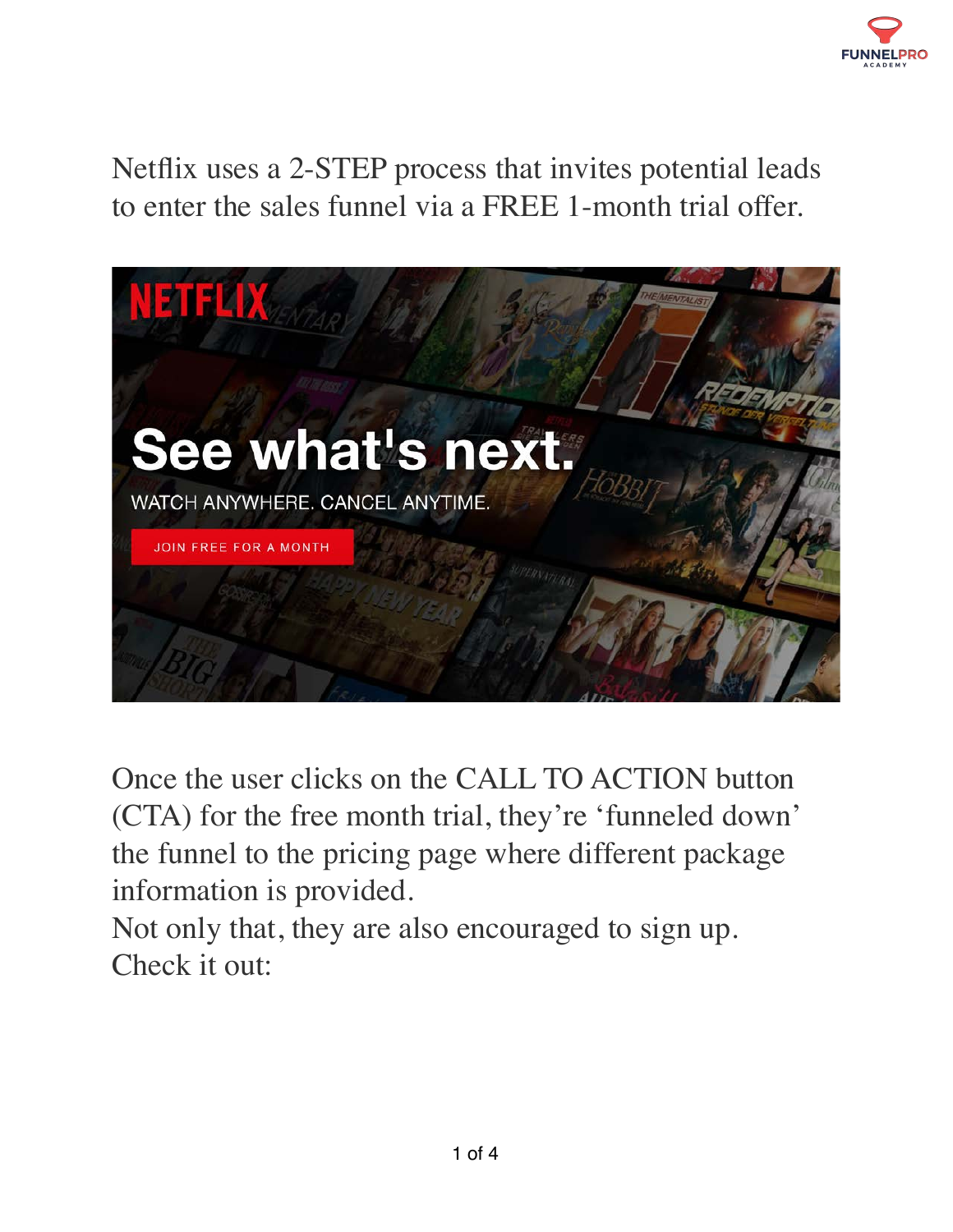Netflix uses a 2-STEP process that invites potential leads to enter the sales funnel via a FREE 1-month trial offer.

Once the user clicks on the CALL TO ACTION button (CTA) for the free month trial, they're 'funneled down' the funnel to the pricing page where different package information is provided.

Not only that, they are also encouraged to sign up.

Check it out: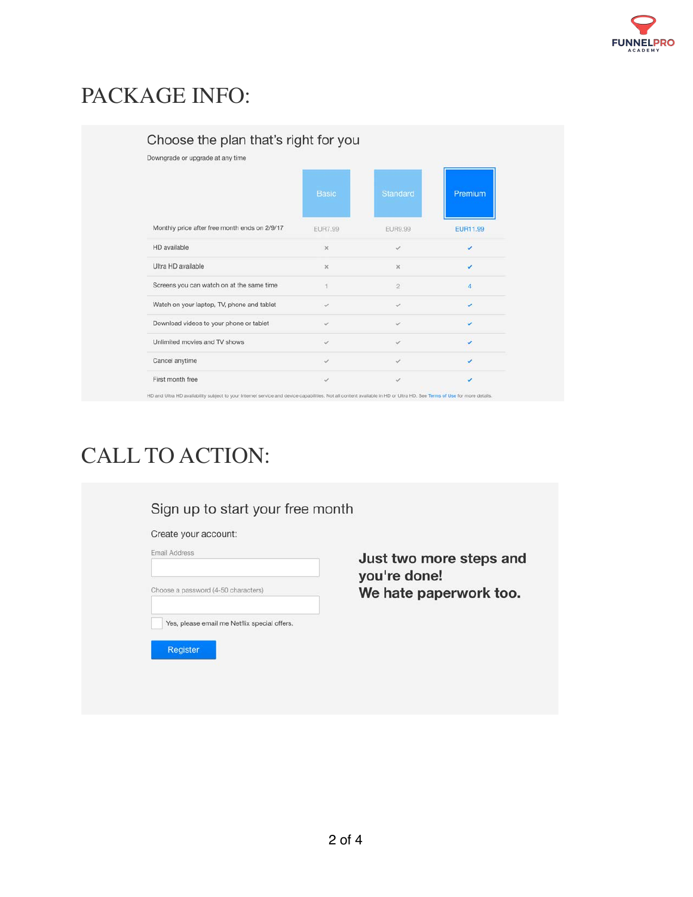# PACKAGE INFO:

## Choose the plan that's right for you

Downgrade or upgrade at any time

| | Basic | Standard | Premium |
|---|---|---|---|
| Monthly price after free month ends on 2/9/17 | EUR7.99 | EUR9.99 | EUR11.99 |
| HD available | × | ✓ | ✓ |
| Ultra HD available | × | × | ✓ |
| Screens you can watch on at the same time | 1 | 2 | 4 |
| Watch on your laptop, TV, phone and tablet | ✓ | ✓ | ✓ |
| Download videos to your phone or tablet | ✓ | ✓ | ✓ |
| Unlimited movies and TV shows | ✓ | ✓ | ✓ |
| Cancel anytime | ✓ | ✓ | ✓ |
| First month free | ✓ | ✓ | ✓ |

HD and Ultra HD availability subject to your Internet service and device capabilities. Not all content available in HD or Ultra HD. See Terms of Use for more details.

# CALL TO ACTION:

## Sign up to start your free month

Create your account:

Email Address

Choose a password (4-50 characters)

Yes, please email me Netflix special offers.

Register

**Just two more steps and you're done!**
**We hate paperwork too.**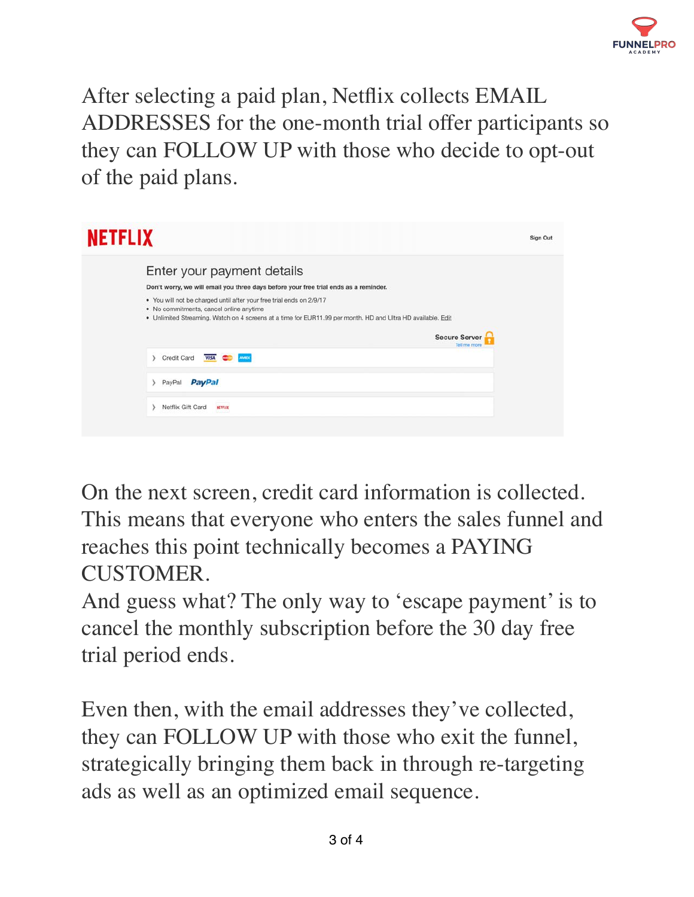After selecting a paid plan, Netflix collects EMAIL ADDRESSES for the one-month trial offer participants so they can FOLLOW UP with those who decide to opt-out of the paid plans.

On the next screen, credit card information is collected. This means that everyone who enters the sales funnel and reaches this point technically becomes a PAYING CUSTOMER.

And guess what? The only way to 'escape payment' is to cancel the monthly subscription before the 30 day free trial period ends.

Even then, with the email addresses they've collected, they can FOLLOW UP with those who exit the funnel, strategically bringing them back in through re-targeting ads as well as an optimized email sequence.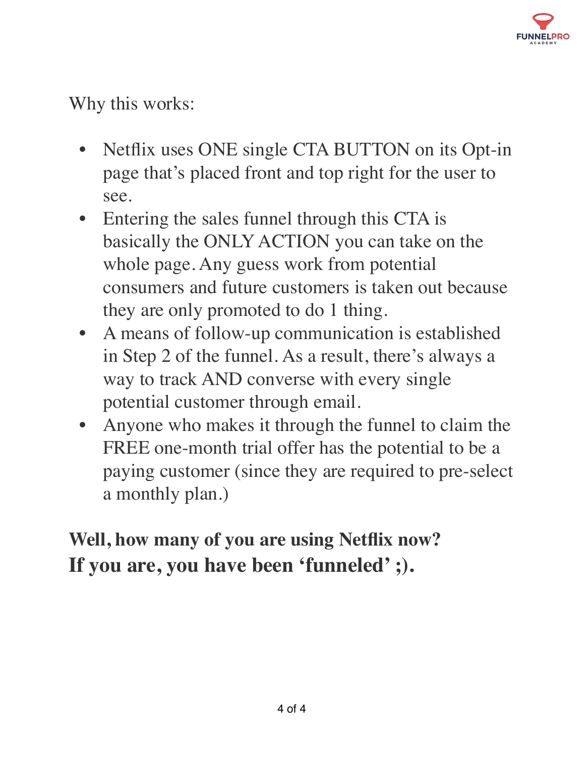Why this works:

- Netflix uses ONE single CTA BUTTON on its Opt-in page that's placed front and top right for the user to see.
- Entering the sales funnel through this CTA is basically the ONLY ACTION you can take on the whole page. Any guess work from potential consumers and future customers is taken out because they are only promoted to do 1 thing.
- A means of follow-up communication is established in Step 2 of the funnel. As a result, there's always a way to track AND converse with every single potential customer through email.
- Anyone who makes it through the funnel to claim the FREE one-month trial offer has the potential to be a paying customer (since they are required to pre-select a monthly plan.)

**Well, how many of you are using Netflix now?**
**If you are, you have been 'funneled' ;).**